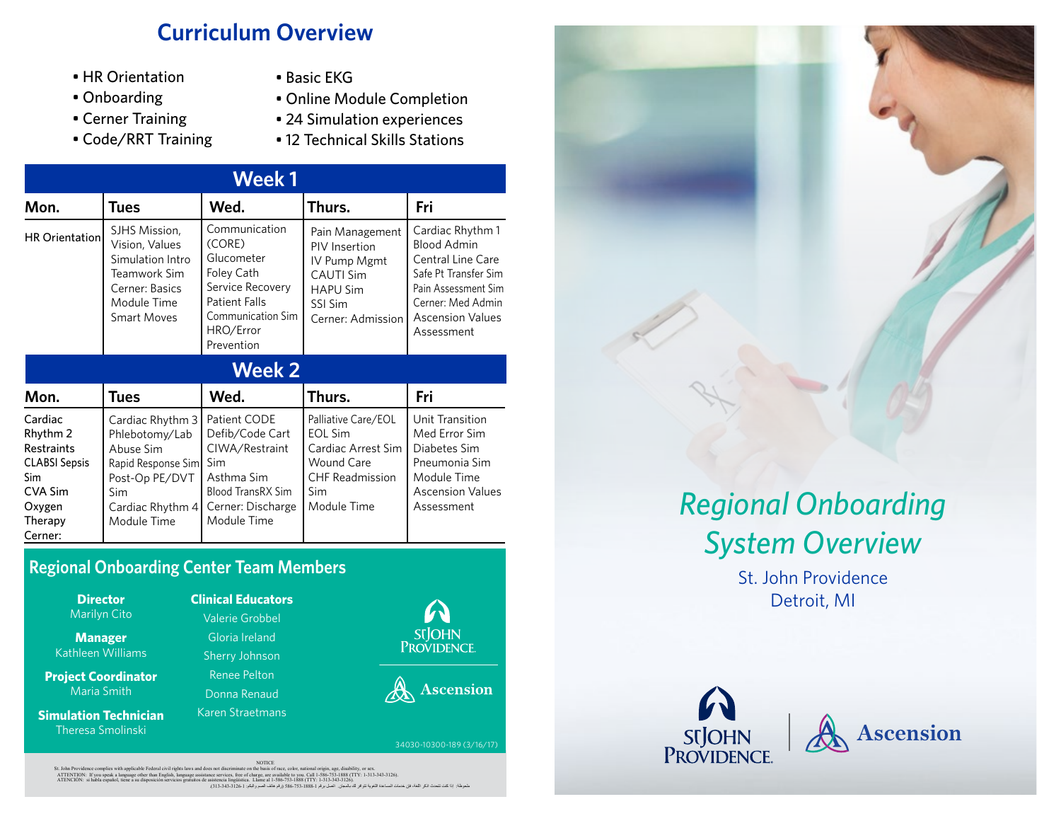# Curriculum Overview

- HR Orientation
- Onboarding
- Cerner Training
- Code/RRT Training
- Basic EKG
- Online Module Completion
- 24 Simulation experiences
- 12 Technical Skills Stations

## Week 1

| Mon. | Tues | Wed. | Thurs. | Fri |
|---|---|---|---|---|
| HR Orientation | SJHS Mission, Vision, Values<br>Simulation Intro<br>Teamwork Sim<br>Cerner: Basics<br>Module Time<br>Smart Moves | Communication (CORE)<br>Glucometer<br>Foley Cath<br>Service Recovery<br>Patient Falls<br>Communication Sim<br>HRO/Error Prevention | Pain Management<br>PIV Insertion<br>IV Pump Mgmt<br>CAUTI Sim<br>HAPU Sim<br>SSI Sim<br>Cerner: Admission | Cardiac Rhythm 1<br>Blood Admin<br>Central Line Care<br>Safe Pt Transfer Sim<br>Pain Assessment Sim<br>Cerner: Med Admin<br>Ascension Values Assessment |

## Week 2

| Mon. | Tues | Wed. | Thurs. | Fri |
|---|---|---|---|---|
| Cardiac Rhythm 2<br>Restraints<br>CLABSI Sepsis Sim<br>CVA Sim<br>Oxygen Therapy<br>Cerner: | Cardiac Rhythm 3<br>Phlebotomy/Lab<br>Abuse Sim<br>Rapid Response Sim<br>Post-Op PE/DVT Sim<br>Cardiac Rhythm 4<br>Module Time | Patient CODE<br>Defib/Code Cart<br>CIWA/Restraint Sim<br>Asthma Sim<br>Blood TransRX Sim<br>Cerner: Discharge<br>Module Time | Palliative Care/EOL<br>EOL Sim<br>Cardiac Arrest Sim<br>Wound Care<br>CHF Readmission Sim<br>Module Time | Unit Transition<br>Med Error Sim<br>Diabetes Sim<br>Pneumonia Sim<br>Module Time<br>Ascension Values Assessment |

## Regional Onboarding Center Team Members

**Director**
Marilyn Cito

**Manager**
Kathleen Williams

**Project Coordinator**
Maria Smith

**Simulation Technician**
Theresa Smolinski

**Clinical Educators**
Valerie Grobbel
Gloria Ireland
Sherry Johnson
Renee Pelton
Donna Renaud
Karen Straetmans

St John Providence | Ascension

34030-10300-189 (3/16/17)

NOTICE
St. John Providence complies with applicable Federal civil rights laws and does not discriminate on the basis of race, color, national origin, age, disability, or sex.
ATTENTION: If you speak a language other than English, language assistance services, free of charge, are available to you. Call 1-586-753-1888 (TTY: 1-313-343-3126).
ATENCIÓN: si habla español, tiene a su disposición servicios gratuitos de asistencia lingüística. Llame al 1-586-753-1888 (TTY: 1-313-343-3126).
ملحوظة: إذا كنت تتحدث اذكر اللغة، فإن خدمات المساعدة اللغوية تتوافر لك بالمجان. اتصل برقم 1-586-753-1888 (رقم هاتف الصم والبكم: 1-313-343-3126).

# *Regional Onboarding System Overview*

St. John Providence
Detroit, MI

St John Providence | Ascension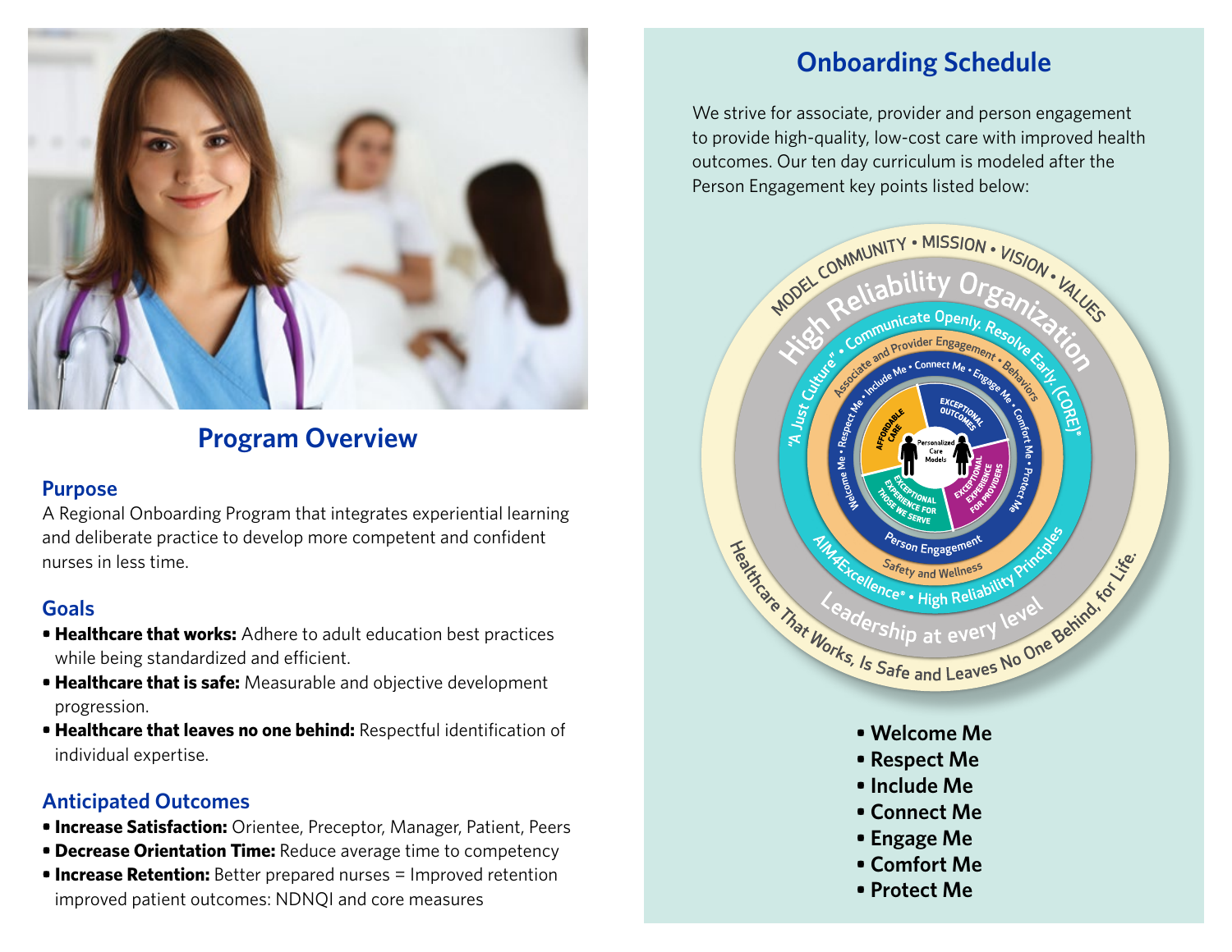## Program Overview

### Purpose

A Regional Onboarding Program that integrates experiential learning and deliberate practice to develop more competent and confident nurses in less time.

### Goals

- **Healthcare that works:** Adhere to adult education best practices while being standardized and efficient.
- **Healthcare that is safe:** Measurable and objective development progression.
- **Healthcare that leaves no one behind:** Respectful identification of individual expertise.

### Anticipated Outcomes

- **Increase Satisfaction:** Orientee, Preceptor, Manager, Patient, Peers
- **Decrease Orientation Time:** Reduce average time to competency
- **Increase Retention:** Better prepared nurses = Improved retention improved patient outcomes: NDNQI and core measures

## Onboarding Schedule

We strive for associate, provider and person engagement to provide high-quality, low-cost care with improved health outcomes. Our ten day curriculum is modeled after the Person Engagement key points listed below:

MODEL COMMUNITY • MISSION • VISION • VALUES

High Reliability Organization

"A Just Culture" • Communicate Openly. Resolve Early. (CORE)®

Associate and Provider Engagement • Behaviors

Welcome Me • Respect Me • Include Me • Connect Me • Engage Me • Comfort Me • Protect Me

AFFORDABLE CARE

EXCEPTIONAL OUTCOMES

Personalized Care Models

EXCEPTIONAL EXPERIENCE FOR THOSE WE SERVE

EXCEPTIONAL EXPERIENCE FOR PROVIDERS

Person Engagement

Safety and Wellness

AIM4Excellence® • High Reliability Principles

Leadership at every level

Healthcare That Works, Is Safe and Leaves No One Behind, for Life.

- **Welcome Me**
- **Respect Me**
- **Include Me**
- **Connect Me**
- **Engage Me**
- **Comfort Me**
- **Protect Me**